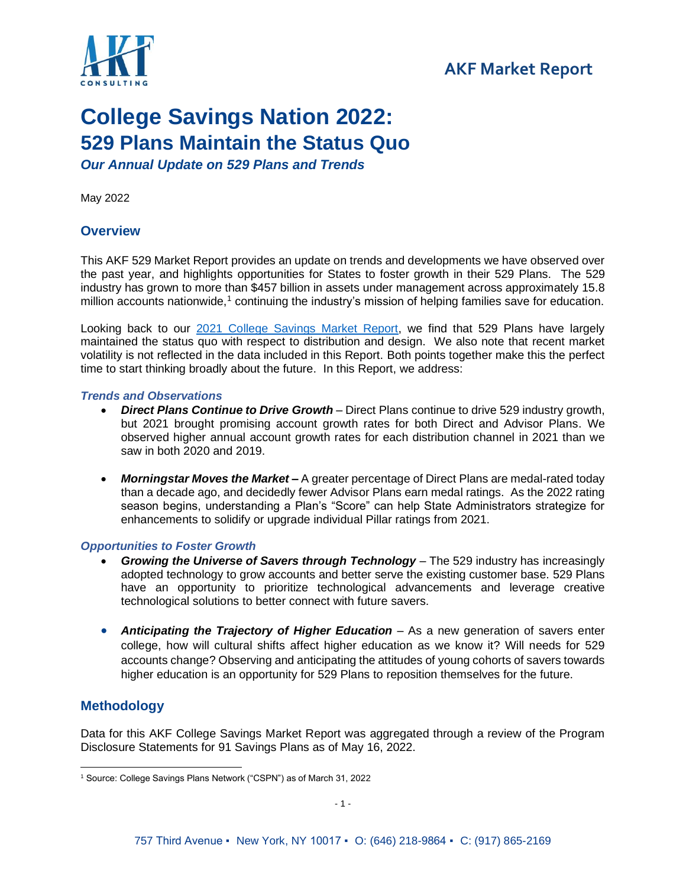AKF Market Report

# College Savings Nation 2022:
## 529 Plans Maintain the Status Quo
***Our Annual Update on 529 Plans and Trends***

May 2022

## Overview

This AKF 529 Market Report provides an update on trends and developments we have observed over the past year, and highlights opportunities for States to foster growth in their 529 Plans. The 529 industry has grown to more than $457 billion in assets under management across approximately 15.8 million accounts nationwide,[1] continuing the industry's mission of helping families save for education.

Looking back to our [2021 College Savings Market Report](), we find that 529 Plans have largely maintained the status quo with respect to distribution and design. We also note that recent market volatility is not reflected in the data included in this Report. Both points together make this the perfect time to start thinking broadly about the future. In this Report, we address:

### *Trends and Observations*

- ***Direct Plans Continue to Drive Growth*** – Direct Plans continue to drive 529 industry growth, but 2021 brought promising account growth rates for both Direct and Advisor Plans. We observed higher annual account growth rates for each distribution channel in 2021 than we saw in both 2020 and 2019.
- ***Morningstar Moves the Market –*** A greater percentage of Direct Plans are medal-rated today than a decade ago, and decidedly fewer Advisor Plans earn medal ratings. As the 2022 rating season begins, understanding a Plan's "Score" can help State Administrators strategize for enhancements to solidify or upgrade individual Pillar ratings from 2021.

### *Opportunities to Foster Growth*

- ***Growing the Universe of Savers through Technology*** – The 529 industry has increasingly adopted technology to grow accounts and better serve the existing customer base. 529 Plans have an opportunity to prioritize technological advancements and leverage creative technological solutions to better connect with future savers.
- ***Anticipating the Trajectory of Higher Education*** – As a new generation of savers enter college, how will cultural shifts affect higher education as we know it? Will needs for 529 accounts change? Observing and anticipating the attitudes of young cohorts of savers towards higher education is an opportunity for 529 Plans to reposition themselves for the future.

## Methodology

Data for this AKF College Savings Market Report was aggregated through a review of the Program Disclosure Statements for 91 Savings Plans as of May 16, 2022.

[1] Source: College Savings Plans Network ("CSPN") as of March 31, 2022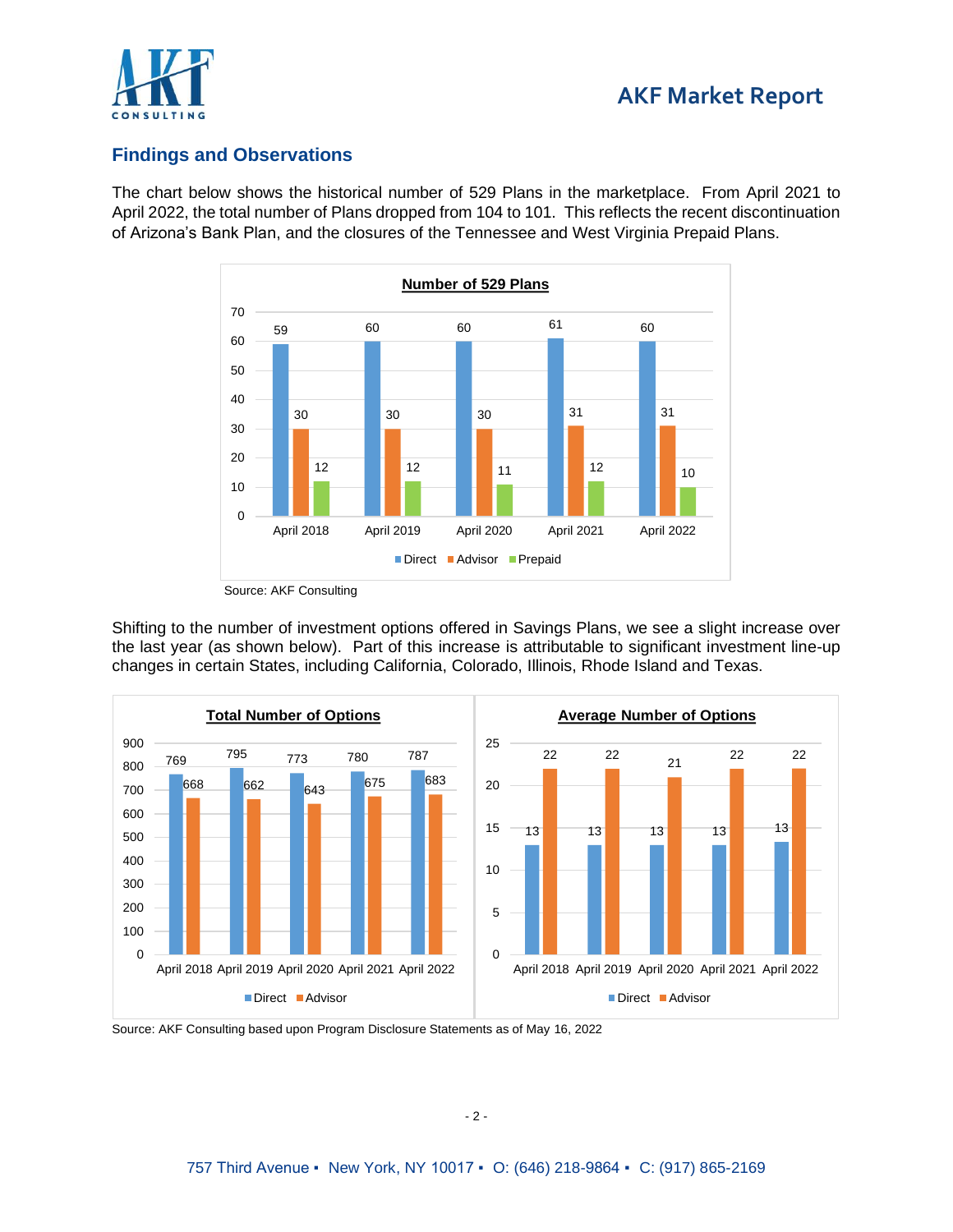## Findings and Observations

The chart below shows the historical number of 529 Plans in the marketplace. From April 2021 to April 2022, the total number of Plans dropped from 104 to 101. This reflects the recent discontinuation of Arizona's Bank Plan, and the closures of the Tennessee and West Virginia Prepaid Plans.

**Number of 529 Plans**

| | Direct | Advisor | Prepaid |
|---|---|---|---|
| April 2018 | 59 | 30 | 12 |
| April 2019 | 60 | 30 | 12 |
| April 2020 | 60 | 30 | 11 |
| April 2021 | 61 | 31 | 12 |
| April 2022 | 60 | 31 | 10 |

Source: AKF Consulting

Shifting to the number of investment options offered in Savings Plans, we see a slight increase over the last year (as shown below). Part of this increase is attributable to significant investment line-up changes in certain States, including California, Colorado, Illinois, Rhode Island and Texas.

**Total Number of Options**

| | Direct | Advisor |
|---|---|---|
| April 2018 | 769 | 668 |
| April 2019 | 795 | 662 |
| April 2020 | 773 | 643 |
| April 2021 | 780 | 675 |
| April 2022 | 787 | 683 |

**Average Number of Options**

| | Direct | Advisor |
|---|---|---|
| April 2018 | 13 | 22 |
| April 2019 | 13 | 22 |
| April 2020 | 13 | 21 |
| April 2021 | 13 | 22 |
| April 2022 | 13 | 22 |

Source: AKF Consulting based upon Program Disclosure Statements as of May 16, 2022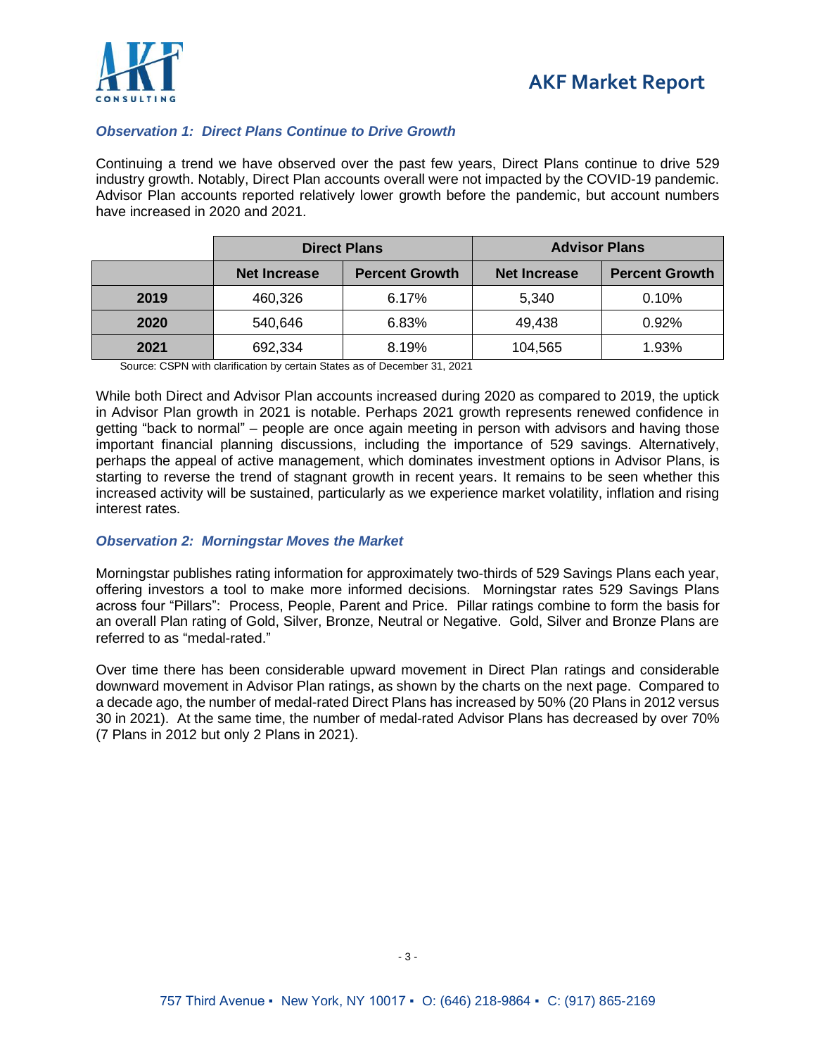### *Observation 1: Direct Plans Continue to Drive Growth*

Continuing a trend we have observed over the past few years, Direct Plans continue to drive 529 industry growth. Notably, Direct Plan accounts overall were not impacted by the COVID-19 pandemic. Advisor Plan accounts reported relatively lower growth before the pandemic, but account numbers have increased in 2020 and 2021.

| | Direct Plans | | Advisor Plans | |
|---|---|---|---|---|
| | **Net Increase** | **Percent Growth** | **Net Increase** | **Percent Growth** |
| **2019** | 460,326 | 6.17% | 5,340 | 0.10% |
| **2020** | 540,646 | 6.83% | 49,438 | 0.92% |
| **2021** | 692,334 | 8.19% | 104,565 | 1.93% |

Source: CSPN with clarification by certain States as of December 31, 2021

While both Direct and Advisor Plan accounts increased during 2020 as compared to 2019, the uptick in Advisor Plan growth in 2021 is notable. Perhaps 2021 growth represents renewed confidence in getting "back to normal" – people are once again meeting in person with advisors and having those important financial planning discussions, including the importance of 529 savings. Alternatively, perhaps the appeal of active management, which dominates investment options in Advisor Plans, is starting to reverse the trend of stagnant growth in recent years. It remains to be seen whether this increased activity will be sustained, particularly as we experience market volatility, inflation and rising interest rates.

### *Observation 2: Morningstar Moves the Market*

Morningstar publishes rating information for approximately two-thirds of 529 Savings Plans each year, offering investors a tool to make more informed decisions. Morningstar rates 529 Savings Plans across four "Pillars": Process, People, Parent and Price. Pillar ratings combine to form the basis for an overall Plan rating of Gold, Silver, Bronze, Neutral or Negative. Gold, Silver and Bronze Plans are referred to as "medal-rated."

Over time there has been considerable upward movement in Direct Plan ratings and considerable downward movement in Advisor Plan ratings, as shown by the charts on the next page. Compared to a decade ago, the number of medal-rated Direct Plans has increased by 50% (20 Plans in 2012 versus 30 in 2021). At the same time, the number of medal-rated Advisor Plans has decreased by over 70% (7 Plans in 2012 but only 2 Plans in 2021).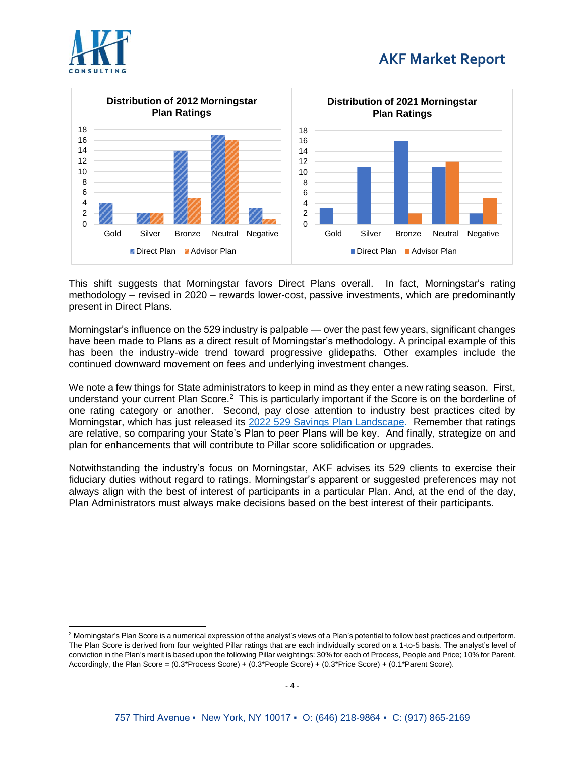**Distribution of 2012 Morningstar Plan Ratings**

| | Gold | Silver | Bronze | Neutral | Negative |
|---|---|---|---|---|---|
| Direct Plan | 4 | 2 | 14 | 17 | 3 |
| Advisor Plan | 0 | 2 | 5 | 16 | 1 |

**Distribution of 2021 Morningstar Plan Ratings**

| | Gold | Silver | Bronze | Neutral | Negative |
|---|---|---|---|---|---|
| Direct Plan | 3 | 11 | 16 | 11 | 2 |
| Advisor Plan | 0 | 0 | 2 | 12 | 5 |

This shift suggests that Morningstar favors Direct Plans overall. In fact, Morningstar's rating methodology – revised in 2020 – rewards lower-cost, passive investments, which are predominantly present in Direct Plans.

Morningstar's influence on the 529 industry is palpable — over the past few years, significant changes have been made to Plans as a direct result of Morningstar's methodology. A principal example of this has been the industry-wide trend toward progressive glidepaths. Other examples include the continued downward movement on fees and underlying investment changes.

We note a few things for State administrators to keep in mind as they enter a new rating season. First, understand your current Plan Score.[2] This is particularly important if the Score is on the borderline of one rating category or another. Second, pay close attention to industry best practices cited by Morningstar, which has just released its 2022 529 Savings Plan Landscape. Remember that ratings are relative, so comparing your State's Plan to peer Plans will be key. And finally, strategize on and plan for enhancements that will contribute to Pillar score solidification or upgrades.

Notwithstanding the industry's focus on Morningstar, AKF advises its 529 clients to exercise their fiduciary duties without regard to ratings. Morningstar's apparent or suggested preferences may not always align with the best of interest of participants in a particular Plan. And, at the end of the day, Plan Administrators must always make decisions based on the best interest of their participants.

---

[2] Morningstar's Plan Score is a numerical expression of the analyst's views of a Plan's potential to follow best practices and outperform. The Plan Score is derived from four weighted Pillar ratings that are each individually scored on a 1-to-5 basis. The analyst's level of conviction in the Plan's merit is based upon the following Pillar weightings: 30% for each of Process, People and Price; 10% for Parent. Accordingly, the Plan Score = (0.3\*Process Score) + (0.3\*People Score) + (0.3\*Price Score) + (0.1\*Parent Score).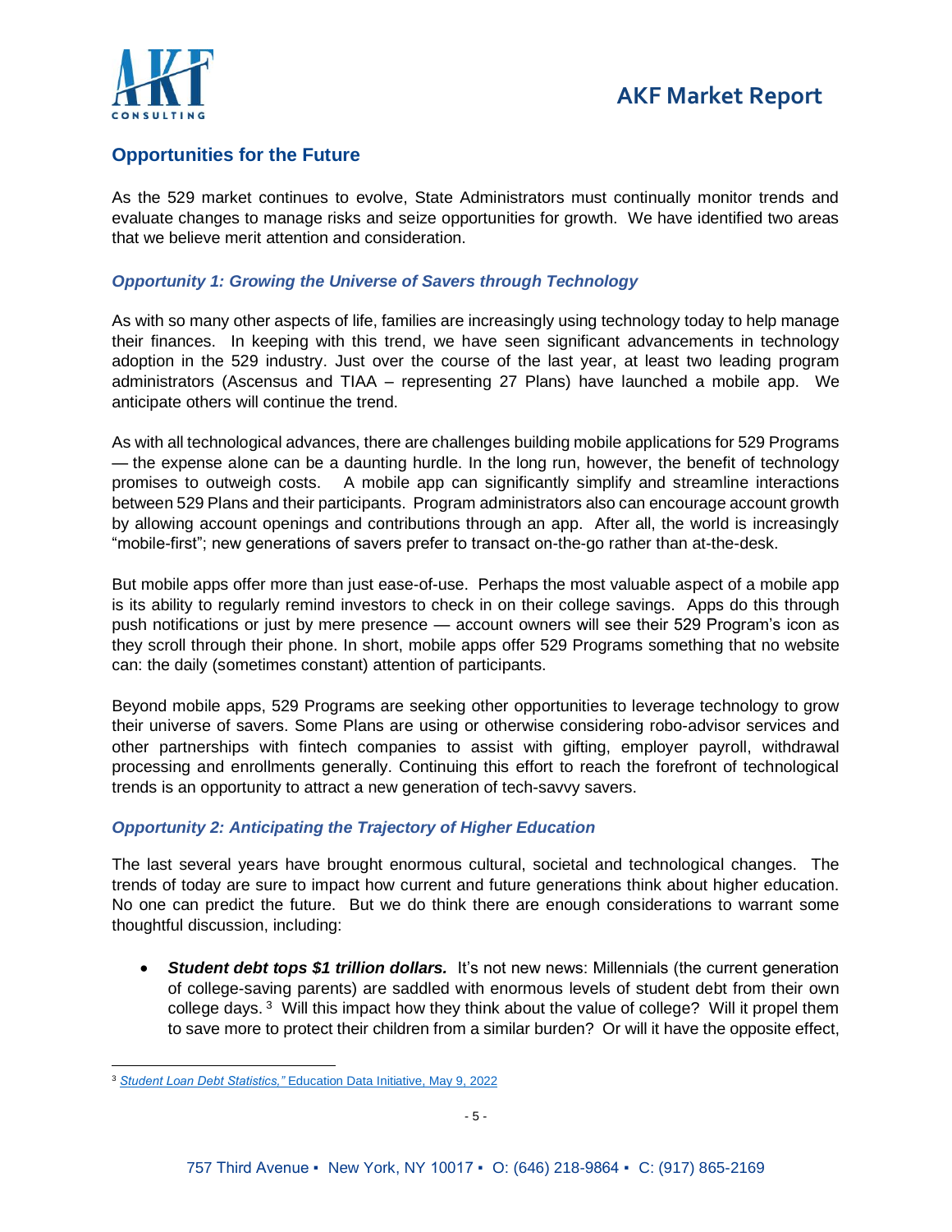## Opportunities for the Future

As the 529 market continues to evolve, State Administrators must continually monitor trends and evaluate changes to manage risks and seize opportunities for growth. We have identified two areas that we believe merit attention and consideration.

### *Opportunity 1: Growing the Universe of Savers through Technology*

As with so many other aspects of life, families are increasingly using technology today to help manage their finances. In keeping with this trend, we have seen significant advancements in technology adoption in the 529 industry. Just over the course of the last year, at least two leading program administrators (Ascensus and TIAA – representing 27 Plans) have launched a mobile app. We anticipate others will continue the trend.

As with all technological advances, there are challenges building mobile applications for 529 Programs — the expense alone can be a daunting hurdle. In the long run, however, the benefit of technology promises to outweigh costs. A mobile app can significantly simplify and streamline interactions between 529 Plans and their participants. Program administrators also can encourage account growth by allowing account openings and contributions through an app. After all, the world is increasingly "mobile-first"; new generations of savers prefer to transact on-the-go rather than at-the-desk.

But mobile apps offer more than just ease-of-use. Perhaps the most valuable aspect of a mobile app is its ability to regularly remind investors to check in on their college savings. Apps do this through push notifications or just by mere presence — account owners will see their 529 Program's icon as they scroll through their phone. In short, mobile apps offer 529 Programs something that no website can: the daily (sometimes constant) attention of participants.

Beyond mobile apps, 529 Programs are seeking other opportunities to leverage technology to grow their universe of savers. Some Plans are using or otherwise considering robo-advisor services and other partnerships with fintech companies to assist with gifting, employer payroll, withdrawal processing and enrollments generally. Continuing this effort to reach the forefront of technological trends is an opportunity to attract a new generation of tech-savvy savers.

### *Opportunity 2: Anticipating the Trajectory of Higher Education*

The last several years have brought enormous cultural, societal and technological changes. The trends of today are sure to impact how current and future generations think about higher education. No one can predict the future. But we do think there are enough considerations to warrant some thoughtful discussion, including:

- ***Student debt tops $1 trillion dollars.*** It's not new news: Millennials (the current generation of college-saving parents) are saddled with enormous levels of student debt from their own college days.[3] Will this impact how they think about the value of college? Will it propel them to save more to protect their children from a similar burden? Or will it have the opposite effect,

---

[3] *Student Loan Debt Statistics,"* Education Data Initiative, May 9, 2022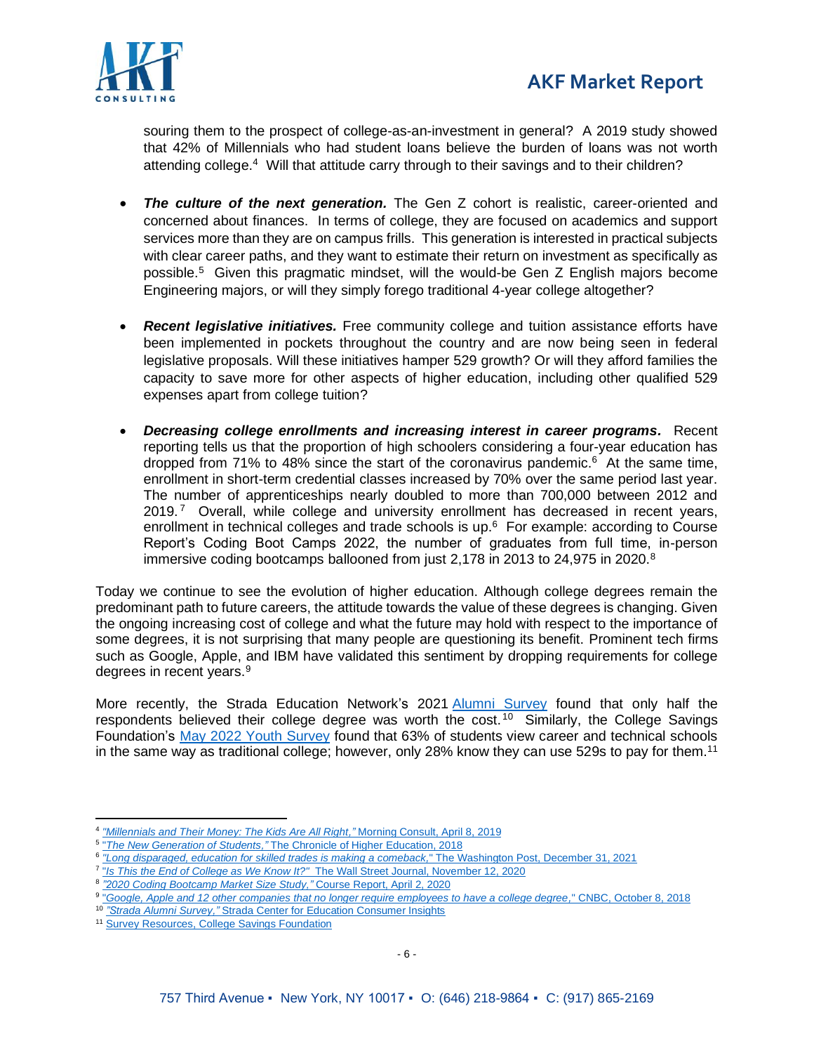souring them to the prospect of college-as-an-investment in general? A 2019 study showed that 42% of Millennials who had student loans believe the burden of loans was not worth attending college.[4] Will that attitude carry through to their savings and to their children?

- ***The culture of the next generation.*** The Gen Z cohort is realistic, career-oriented and concerned about finances. In terms of college, they are focused on academics and support services more than they are on campus frills. This generation is interested in practical subjects with clear career paths, and they want to estimate their return on investment as specifically as possible.[5] Given this pragmatic mindset, will the would-be Gen Z English majors become Engineering majors, or will they simply forego traditional 4-year college altogether?

- ***Recent legislative initiatives.*** Free community college and tuition assistance efforts have been implemented in pockets throughout the country and are now being seen in federal legislative proposals. Will these initiatives hamper 529 growth? Or will they afford families the capacity to save more for other aspects of higher education, including other qualified 529 expenses apart from college tuition?

- ***Decreasing college enrollments and increasing interest in career programs.*** Recent reporting tells us that the proportion of high schoolers considering a four-year education has dropped from 71% to 48% since the start of the coronavirus pandemic.[6] At the same time, enrollment in short-term credential classes increased by 70% over the same period last year. The number of apprenticeships nearly doubled to more than 700,000 between 2012 and 2019.[7] Overall, while college and university enrollment has decreased in recent years, enrollment in technical colleges and trade schools is up.[6] For example: according to Course Report's Coding Boot Camps 2022, the number of graduates from full time, in-person immersive coding bootcamps ballooned from just 2,178 in 2013 to 24,975 in 2020.[8]

Today we continue to see the evolution of higher education. Although college degrees remain the predominant path to future careers, the attitude towards the value of these degrees is changing. Given the ongoing increasing cost of college and what the future may hold with respect to the importance of some degrees, it is not surprising that many people are questioning its benefit. Prominent tech firms such as Google, Apple, and IBM have validated this sentiment by dropping requirements for college degrees in recent years.[9]

More recently, the Strada Education Network's 2021 Alumni Survey found that only half the respondents believed their college degree was worth the cost.[10] Similarly, the College Savings Foundation's May 2022 Youth Survey found that 63% of students view career and technical schools in the same way as traditional college; however, only 28% know they can use 529s to pay for them.[11]

---

[4] *"Millennials and Their Money: The Kids Are All Right,"* Morning Consult, April 8, 2019

[5] *"The New Generation of Students,"* The Chronicle of Higher Education, 2018

[6] *"Long disparaged, education for skilled trades is making a comeback,"* The Washington Post, December 31, 2021

[7] *"Is This the End of College as We Know It?"* The Wall Street Journal, November 12, 2020

[8] *"2020 Coding Bootcamp Market Size Study,"* Course Report, April 2, 2020

[9] *"Google, Apple and 12 other companies that no longer require employees to have a college degree,"* CNBC, October 8, 2018

[10] *"Strada Alumni Survey,"* Strada Center for Education Consumer Insights

[11] Survey Resources, College Savings Foundation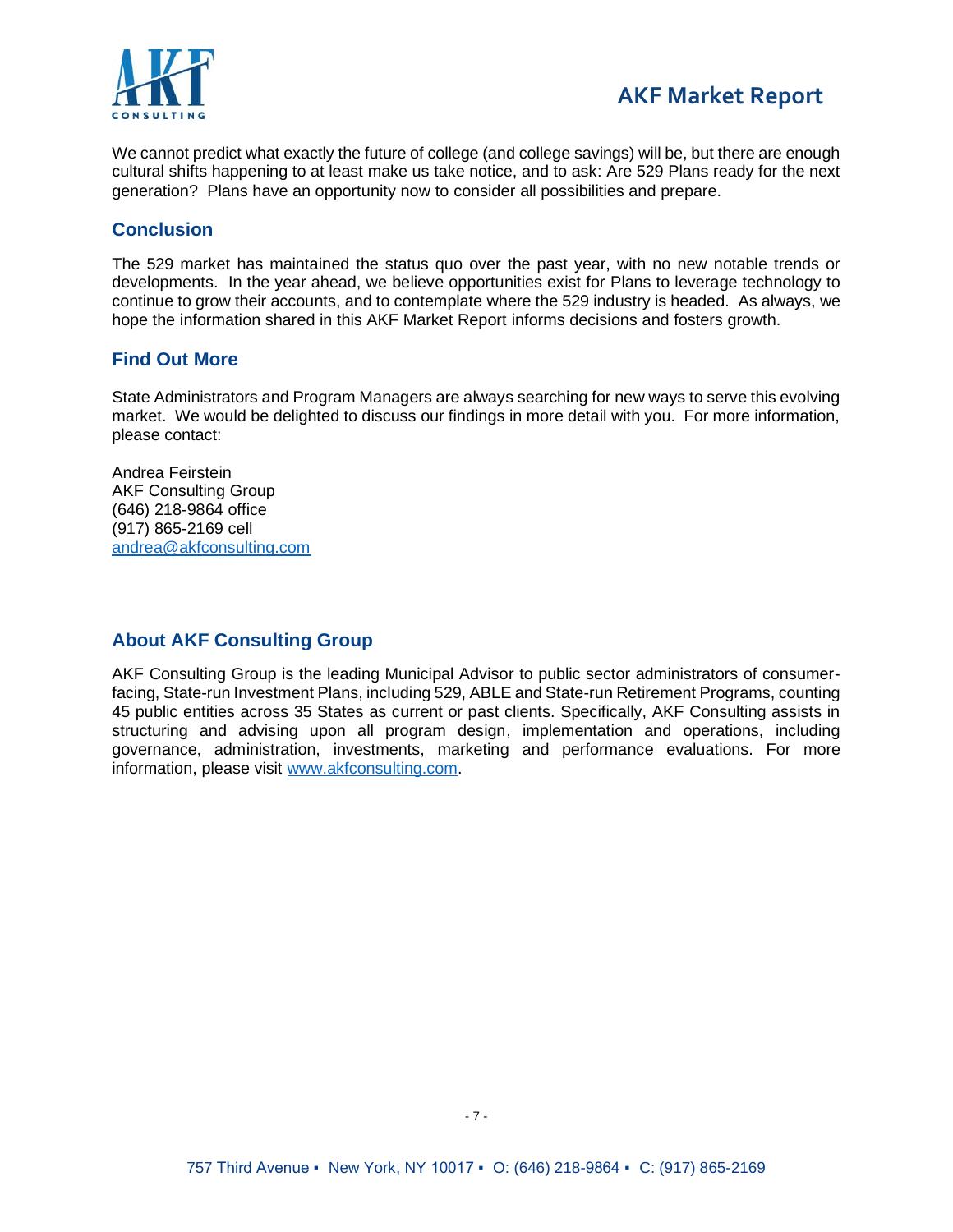We cannot predict what exactly the future of college (and college savings) will be, but there are enough cultural shifts happening to at least make us take notice, and to ask: Are 529 Plans ready for the next generation? Plans have an opportunity now to consider all possibilities and prepare.

## Conclusion

The 529 market has maintained the status quo over the past year, with no new notable trends or developments. In the year ahead, we believe opportunities exist for Plans to leverage technology to continue to grow their accounts, and to contemplate where the 529 industry is headed. As always, we hope the information shared in this AKF Market Report informs decisions and fosters growth.

## Find Out More

State Administrators and Program Managers are always searching for new ways to serve this evolving market. We would be delighted to discuss our findings in more detail with you. For more information, please contact:

Andrea Feirstein
AKF Consulting Group
(646) 218-9864 office
(917) 865-2169 cell
andrea@akfconsulting.com

## About AKF Consulting Group

AKF Consulting Group is the leading Municipal Advisor to public sector administrators of consumer-facing, State-run Investment Plans, including 529, ABLE and State-run Retirement Programs, counting 45 public entities across 35 States as current or past clients. Specifically, AKF Consulting assists in structuring and advising upon all program design, implementation and operations, including governance, administration, investments, marketing and performance evaluations. For more information, please visit www.akfconsulting.com.